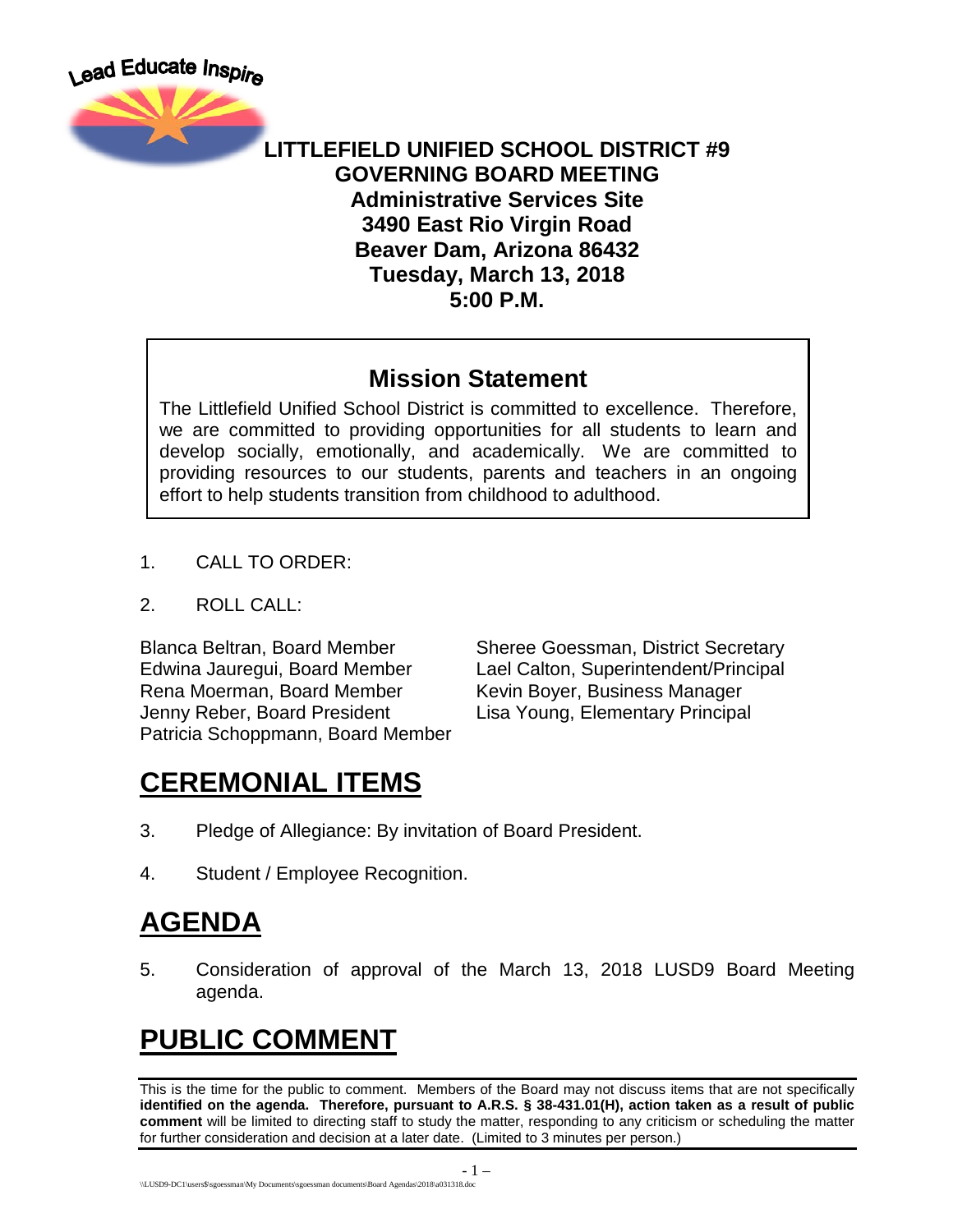Lead Educate Inspire

# LITTLEFIELD UNIFIED SCHOOL DISTRICT #9
## GOVERNING BOARD MEETING
### Administrative Services Site
### 3490 East Rio Virgin Road
### Beaver Dam, Arizona 86432
### Tuesday, March 13, 2018
### 5:00 P.M.

## Mission Statement

The Littlefield Unified School District is committed to excellence. Therefore, we are committed to providing opportunities for all students to learn and develop socially, emotionally, and academically. We are committed to providing resources to our students, parents and teachers in an ongoing effort to help students transition from childhood to adulthood.

1. CALL TO ORDER:

2. ROLL CALL:

Blanca Beltran, Board Member
Edwina Jauregui, Board Member
Rena Moerman, Board Member
Jenny Reber, Board President
Patricia Schoppmann, Board Member

Sheree Goessman, District Secretary
Lael Calton, Superintendent/Principal
Kevin Boyer, Business Manager
Lisa Young, Elementary Principal

# CEREMONIAL ITEMS

3. Pledge of Allegiance: By invitation of Board President.

4. Student / Employee Recognition.

# AGENDA

5. Consideration of approval of the March 13, 2018 LUSD9 Board Meeting agenda.

# PUBLIC COMMENT

This is the time for the public to comment. Members of the Board may not discuss items that are not specifically **identified on the agenda. Therefore, pursuant to A.R.S. § 38-431.01(H), action taken as a result of public comment** will be limited to directing staff to study the matter, responding to any criticism or scheduling the matter for further consideration and decision at a later date. (Limited to 3 minutes per person.)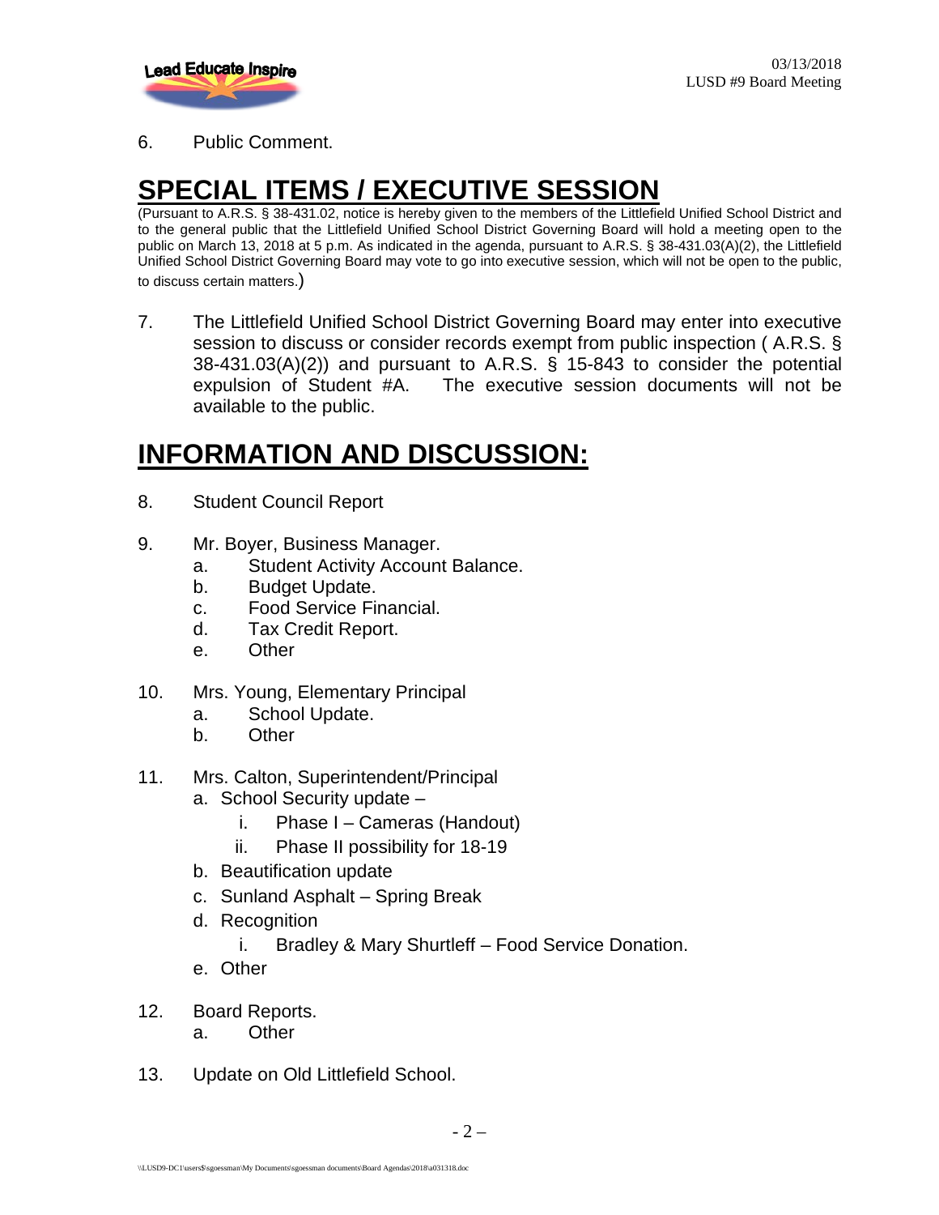6. Public Comment.

# SPECIAL ITEMS / EXECUTIVE SESSION

(Pursuant to A.R.S. § 38-431.02, notice is hereby given to the members of the Littlefield Unified School District and to the general public that the Littlefield Unified School District Governing Board will hold a meeting open to the public on March 13, 2018 at 5 p.m. As indicated in the agenda, pursuant to A.R.S. § 38-431.03(A)(2), the Littlefield Unified School District Governing Board may vote to go into executive session, which will not be open to the public, to discuss certain matters.)

7. The Littlefield Unified School District Governing Board may enter into executive session to discuss or consider records exempt from public inspection ( A.R.S. § 38-431.03(A)(2)) and pursuant to A.R.S. § 15-843 to consider the potential expulsion of Student #A. The executive session documents will not be available to the public.

# INFORMATION AND DISCUSSION:

8. Student Council Report

9. Mr. Boyer, Business Manager.
   a. Student Activity Account Balance.
   b. Budget Update.
   c. Food Service Financial.
   d. Tax Credit Report.
   e. Other

10. Mrs. Young, Elementary Principal
    a. School Update.
    b. Other

11. Mrs. Calton, Superintendent/Principal
    a. School Security update –
       i. Phase I – Cameras (Handout)
       ii. Phase II possibility for 18-19
    b. Beautification update
    c. Sunland Asphalt – Spring Break
    d. Recognition
       i. Bradley & Mary Shurtleff – Food Service Donation.
    e. Other

12. Board Reports.
    a. Other

13. Update on Old Littlefield School.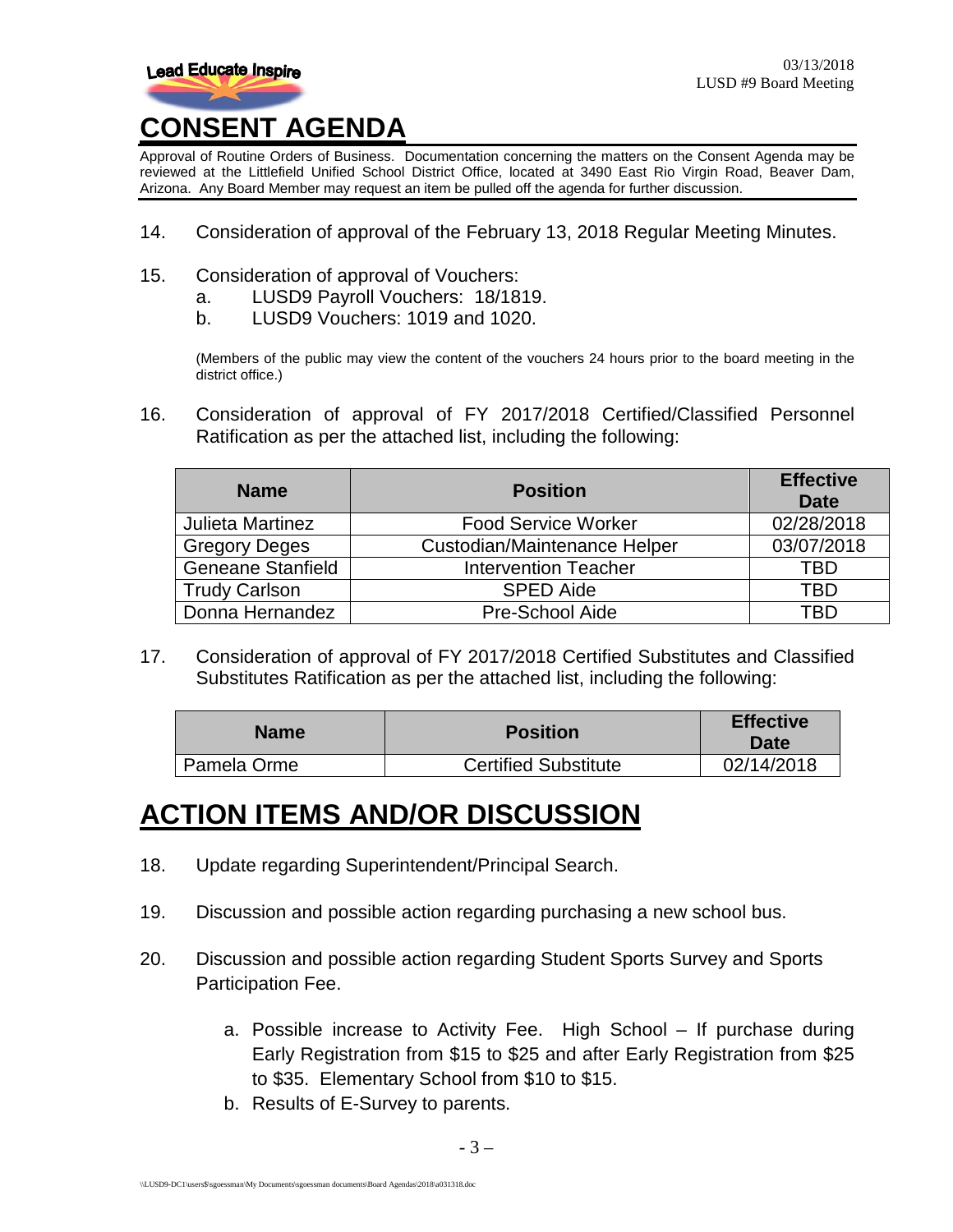# CONSENT AGENDA

Approval of Routine Orders of Business. Documentation concerning the matters on the Consent Agenda may be reviewed at the Littlefield Unified School District Office, located at 3490 East Rio Virgin Road, Beaver Dam, Arizona. Any Board Member may request an item be pulled off the agenda for further discussion.

14. Consideration of approval of the February 13, 2018 Regular Meeting Minutes.

15. Consideration of approval of Vouchers:
    a. LUSD9 Payroll Vouchers: 18/1819.
    b. LUSD9 Vouchers: 1019 and 1020.

    (Members of the public may view the content of the vouchers 24 hours prior to the board meeting in the district office.)

16. Consideration of approval of FY 2017/2018 Certified/Classified Personnel Ratification as per the attached list, including the following:

| Name | Position | Effective Date |
|---|---|---|
| Julieta Martinez | Food Service Worker | 02/28/2018 |
| Gregory Deges | Custodian/Maintenance Helper | 03/07/2018 |
| Geneane Stanfield | Intervention Teacher | TBD |
| Trudy Carlson | SPED Aide | TBD |
| Donna Hernandez | Pre-School Aide | TBD |

17. Consideration of approval of FY 2017/2018 Certified Substitutes and Classified Substitutes Ratification as per the attached list, including the following:

| Name | Position | Effective Date |
|---|---|---|
| Pamela Orme | Certified Substitute | 02/14/2018 |

# ACTION ITEMS AND/OR DISCUSSION

18. Update regarding Superintendent/Principal Search.

19. Discussion and possible action regarding purchasing a new school bus.

20. Discussion and possible action regarding Student Sports Survey and Sports Participation Fee.

    a. Possible increase to Activity Fee. High School – If purchase during Early Registration from $15 to $25 and after Early Registration from $25 to $35. Elementary School from $10 to $15.
    b. Results of E-Survey to parents.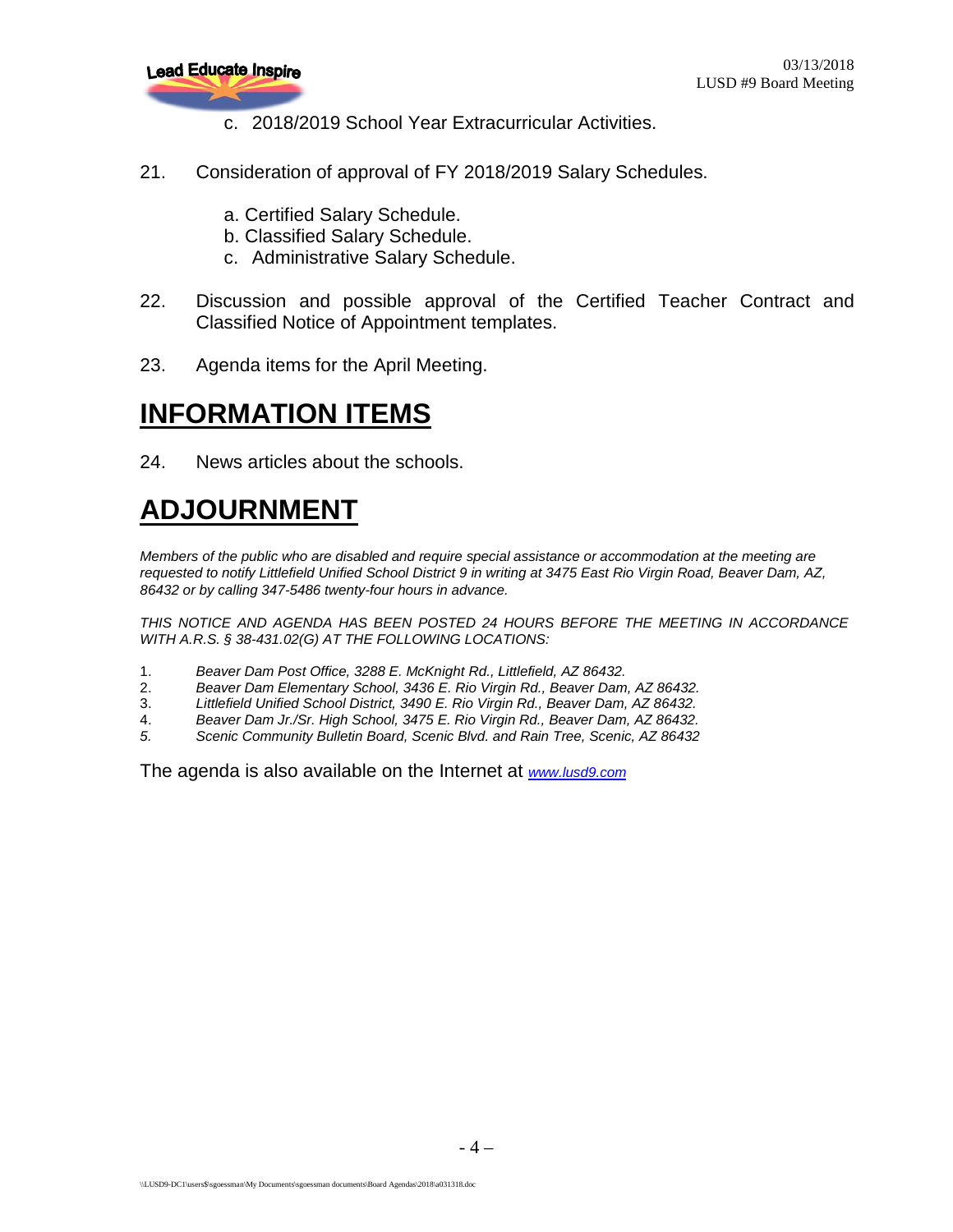c. 2018/2019 School Year Extracurricular Activities.

21. Consideration of approval of FY 2018/2019 Salary Schedules.

    a. Certified Salary Schedule.
    b. Classified Salary Schedule.
    c. Administrative Salary Schedule.

22. Discussion and possible approval of the Certified Teacher Contract and Classified Notice of Appointment templates.

23. Agenda items for the April Meeting.

# INFORMATION ITEMS

24. News articles about the schools.

# ADJOURNMENT

*Members of the public who are disabled and require special assistance or accommodation at the meeting are requested to notify Littlefield Unified School District 9 in writing at 3475 East Rio Virgin Road, Beaver Dam, AZ, 86432 or by calling 347-5486 twenty-four hours in advance.*

*THIS NOTICE AND AGENDA HAS BEEN POSTED 24 HOURS BEFORE THE MEETING IN ACCORDANCE WITH A.R.S. § 38-431.02(G) AT THE FOLLOWING LOCATIONS:*

1. *Beaver Dam Post Office, 3288 E. McKnight Rd., Littlefield, AZ 86432.*
2. *Beaver Dam Elementary School, 3436 E. Rio Virgin Rd., Beaver Dam, AZ 86432.*
3. *Littlefield Unified School District, 3490 E. Rio Virgin Rd., Beaver Dam, AZ 86432.*
4. *Beaver Dam Jr./Sr. High School, 3475 E. Rio Virgin Rd., Beaver Dam, AZ 86432.*
5. *Scenic Community Bulletin Board, Scenic Blvd. and Rain Tree, Scenic, AZ 86432*

The agenda is also available on the Internet at *www.lusd9.com*